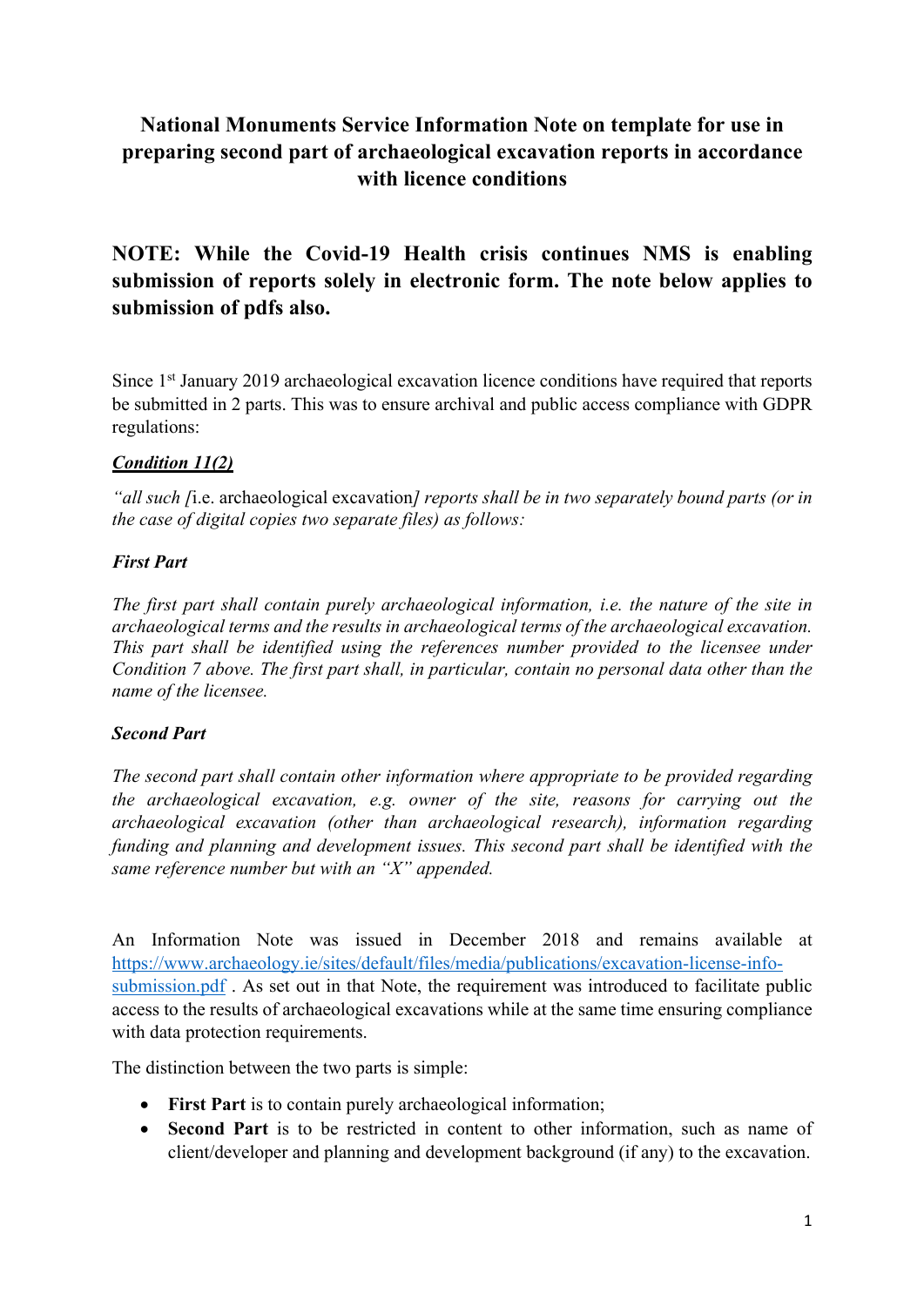# National Monuments Service Information Note on template for use in preparing second part of archaeological excavation reports in accordance with licence conditions

## NOTE: While the Covid-19 Health crisis continues NMS is enabling submission of reports solely in electronic form. The note below applies to submission of pdfs also.

Since 1st January 2019 archaeological excavation licence conditions have required that reports be submitted in 2 parts. This was to ensure archival and public access compliance with GDPR regulations:

***Condition 11(2)***

*"all such [*i.e. archaeological excavation*] reports shall be in two separately bound parts (or in the case of digital copies two separate files) as follows:*

***First Part***

*The first part shall contain purely archaeological information, i.e. the nature of the site in archaeological terms and the results in archaeological terms of the archaeological excavation. This part shall be identified using the references number provided to the licensee under Condition 7 above. The first part shall, in particular, contain no personal data other than the name of the licensee.*

***Second Part***

*The second part shall contain other information where appropriate to be provided regarding the archaeological excavation, e.g. owner of the site, reasons for carrying out the archaeological excavation (other than archaeological research), information regarding funding and planning and development issues. This second part shall be identified with the same reference number but with an "X" appended.*

An Information Note was issued in December 2018 and remains available at https://www.archaeology.ie/sites/default/files/media/publications/excavation-license-info-submission.pdf . As set out in that Note, the requirement was introduced to facilitate public access to the results of archaeological excavations while at the same time ensuring compliance with data protection requirements.

The distinction between the two parts is simple:

- **First Part** is to contain purely archaeological information;
- **Second Part** is to be restricted in content to other information, such as name of client/developer and planning and development background (if any) to the excavation.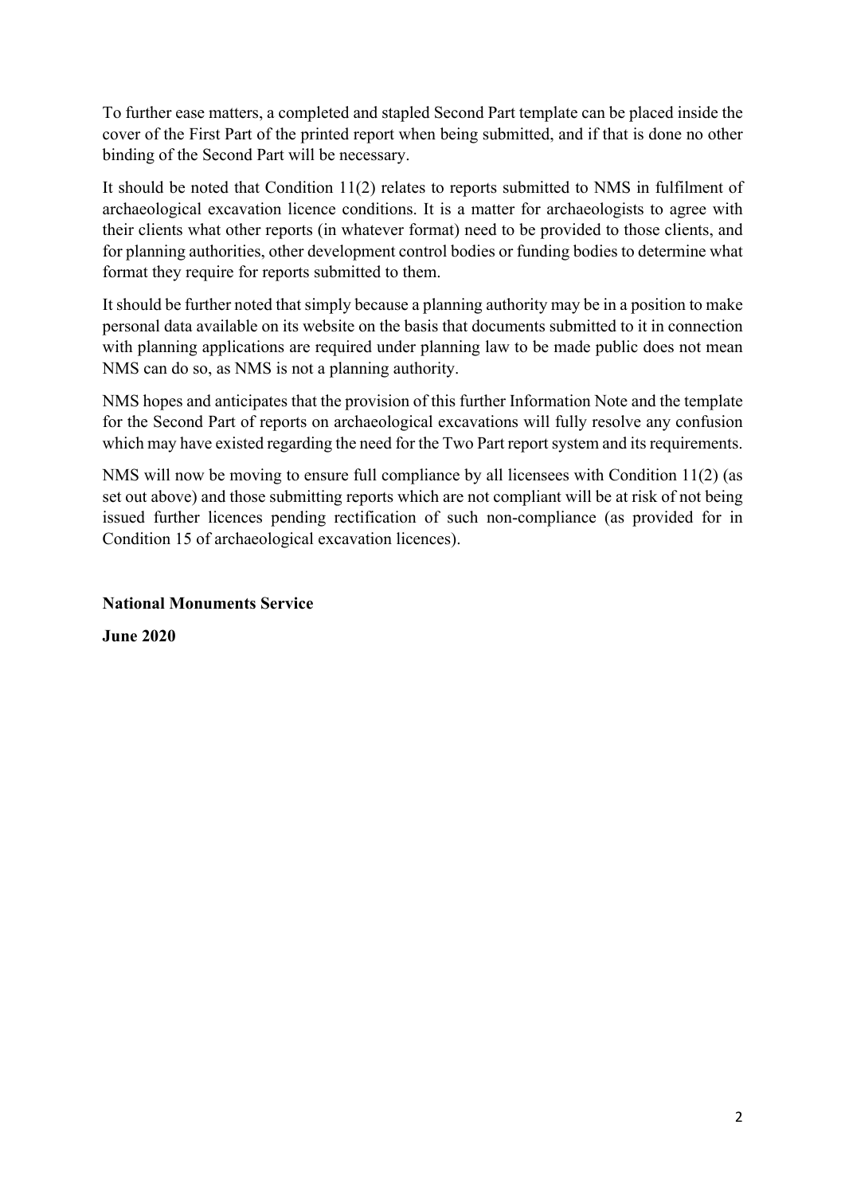To further ease matters, a completed and stapled Second Part template can be placed inside the cover of the First Part of the printed report when being submitted, and if that is done no other binding of the Second Part will be necessary.

It should be noted that Condition 11(2) relates to reports submitted to NMS in fulfilment of archaeological excavation licence conditions. It is a matter for archaeologists to agree with their clients what other reports (in whatever format) need to be provided to those clients, and for planning authorities, other development control bodies or funding bodies to determine what format they require for reports submitted to them.

It should be further noted that simply because a planning authority may be in a position to make personal data available on its website on the basis that documents submitted to it in connection with planning applications are required under planning law to be made public does not mean NMS can do so, as NMS is not a planning authority.

NMS hopes and anticipates that the provision of this further Information Note and the template for the Second Part of reports on archaeological excavations will fully resolve any confusion which may have existed regarding the need for the Two Part report system and its requirements.

NMS will now be moving to ensure full compliance by all licensees with Condition 11(2) (as set out above) and those submitting reports which are not compliant will be at risk of not being issued further licences pending rectification of such non-compliance (as provided for in Condition 15 of archaeological excavation licences).

**National Monuments Service**

**June 2020**